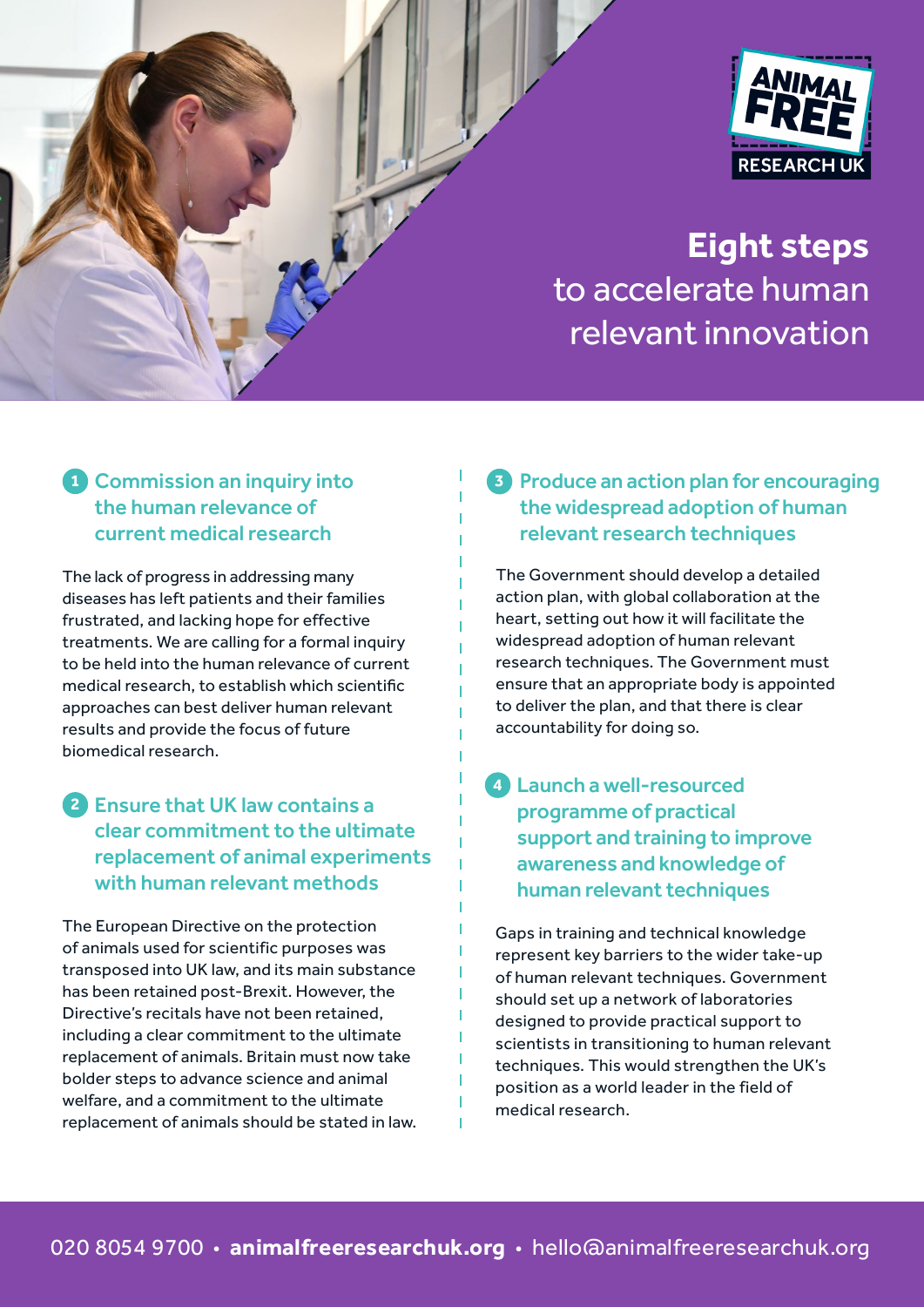ANIMAL FREE RESEARCH UK

# **Eight steps** to accelerate human relevant innovation

## 1 Commission an inquiry into the human relevance of current medical research

The lack of progress in addressing many diseases has left patients and their families frustrated, and lacking hope for effective treatments. We are calling for a formal inquiry to be held into the human relevance of current medical research, to establish which scientific approaches can best deliver human relevant results and provide the focus of future biomedical research.

## 2 Ensure that UK law contains a clear commitment to the ultimate replacement of animal experiments with human relevant methods

The European Directive on the protection of animals used for scientific purposes was transposed into UK law, and its main substance has been retained post-Brexit. However, the Directive's recitals have not been retained, including a clear commitment to the ultimate replacement of animals. Britain must now take bolder steps to advance science and animal welfare, and a commitment to the ultimate replacement of animals should be stated in law.

## 3 Produce an action plan for encouraging the widespread adoption of human relevant research techniques

The Government should develop a detailed action plan, with global collaboration at the heart, setting out how it will facilitate the widespread adoption of human relevant research techniques. The Government must ensure that an appropriate body is appointed to deliver the plan, and that there is clear accountability for doing so.

## 4 Launch a well-resourced programme of practical support and training to improve awareness and knowledge of human relevant techniques

Gaps in training and technical knowledge represent key barriers to the wider take-up of human relevant techniques. Government should set up a network of laboratories designed to provide practical support to scientists in transitioning to human relevant techniques. This would strengthen the UK's position as a world leader in the field of medical research.

020 8054 9700 • **animalfreeresearchuk.org** • hello@animalfreeresearchuk.org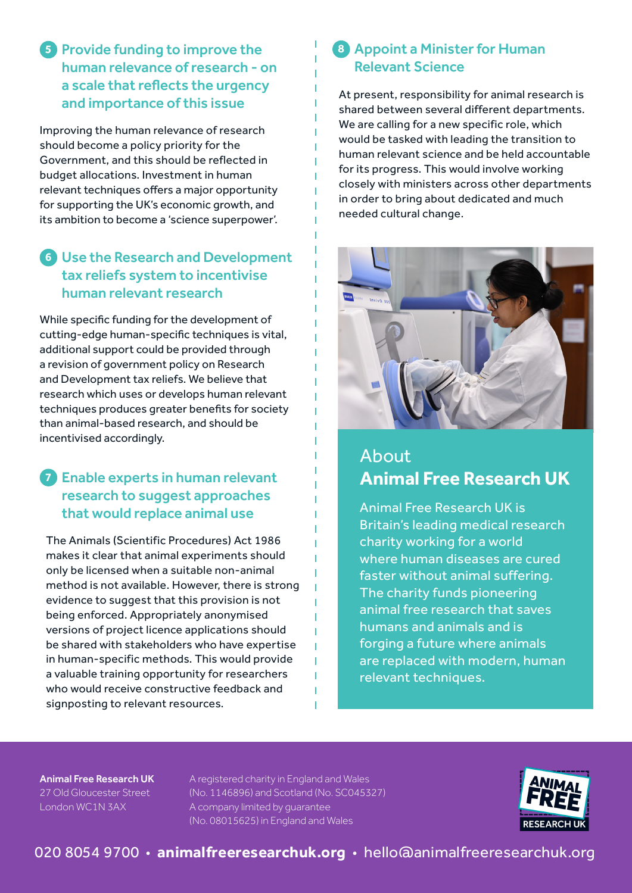### 5 Provide funding to improve the human relevance of research - on a scale that reflects the urgency and importance of this issue

Improving the human relevance of research should become a policy priority for the Government, and this should be reflected in budget allocations. Investment in human relevant techniques offers a major opportunity for supporting the UK's economic growth, and its ambition to become a 'science superpower'.

### 6 Use the Research and Development tax reliefs system to incentivise human relevant research

While specific funding for the development of cutting-edge human-specific techniques is vital, additional support could be provided through a revision of government policy on Research and Development tax reliefs. We believe that research which uses or develops human relevant techniques produces greater benefits for society than animal-based research, and should be incentivised accordingly.

### 7 Enable experts in human relevant research to suggest approaches that would replace animal use

The Animals (Scientific Procedures) Act 1986 makes it clear that animal experiments should only be licensed when a suitable non-animal method is not available. However, there is strong evidence to suggest that this provision is not being enforced. Appropriately anonymised versions of project licence applications should be shared with stakeholders who have expertise in human-specific methods. This would provide a valuable training opportunity for researchers who would receive constructive feedback and signposting to relevant resources.

### 8 Appoint a Minister for Human Relevant Science

At present, responsibility for animal research is shared between several different departments. We are calling for a new specific role, which would be tasked with leading the transition to human relevant science and be held accountable for its progress. This would involve working closely with ministers across other departments in order to bring about dedicated and much needed cultural change.

## About **Animal Free Research UK**

Animal Free Research UK is Britain's leading medical research charity working for a world where human diseases are cured faster without animal suffering. The charity funds pioneering animal free research that saves humans and animals and is forging a future where animals are replaced with modern, human relevant techniques.

**Animal Free Research UK**
27 Old Gloucester Street
London WC1N 3AX

A registered charity in England and Wales (No. 1146896) and Scotland (No. SC045327)
A company limited by guarantee (No. 08015625) in England and Wales

ANIMAL FREE RESEARCH UK

020 8054 9700 • **animalfreeresearchuk.org** • hello@animalfreeresearchuk.org